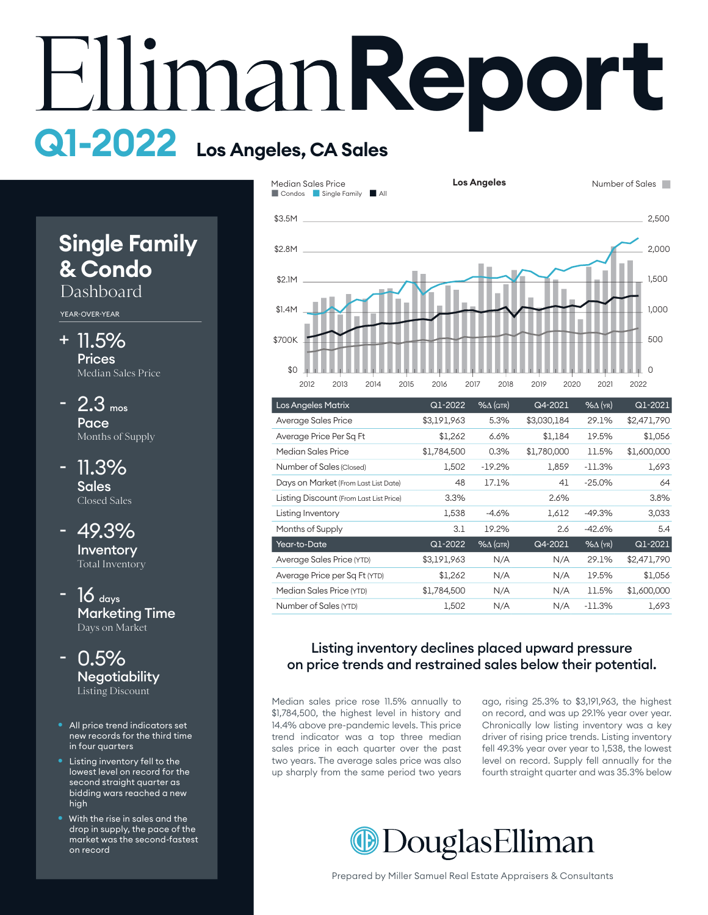# Elliman Report

## Q1-2022 Los Angeles, CA Sales

## Single Family & Condo Dashboard

YEAR-OVER-YEAR

**+ 11.5%**
**Prices**
Median Sales Price

**- 2.3 mos**
**Pace**
Months of Supply

**- 11.3%**
**Sales**
Closed Sales

**- 49.3%**
**Inventory**
Total Inventory

**- 16 days**
**Marketing Time**
Days on Market

**- 0.5%**
**Negotiability**
Listing Discount

- All price trend indicators set new records for the third time in four quarters
- Listing inventory fell to the lowest level on record for the second straight quarter as bidding wars reached a new high
- With the rise in sales and the drop in supply, the pace of the market was the second-fastest on record

| Los Angeles Matrix | Q1-2022 | %Δ (QTR) | Q4-2021 | %Δ (YR) | Q1-2021 |
|---|---|---|---|---|---|
| Average Sales Price | $3,191,963 | 5.3% | $3,030,184 | 29.1% | $2,471,790 |
| Average Price Per Sq Ft | $1,262 | 6.6% | $1,184 | 19.5% | $1,056 |
| Median Sales Price | $1,784,500 | 0.3% | $1,780,000 | 11.5% | $1,600,000 |
| Number of Sales (Closed) | 1,502 | -19.2% | 1,859 | -11.3% | 1,693 |
| Days on Market (From Last List Date) | 48 | 17.1% | 41 | -25.0% | 64 |
| Listing Discount (From Last List Price) | 3.3% | | 2.6% | | 3.8% |
| Listing Inventory | 1,538 | -4.6% | 1,612 | -49.3% | 3,033 |
| Months of Supply | 3.1 | 19.2% | 2.6 | -42.6% | 5.4 |
| **Year-to-Date** | **Q1-2022** | **%Δ (QTR)** | **Q4-2021** | **%Δ (YR)** | **Q1-2021** |
| Average Sales Price (YTD) | $3,191,963 | N/A | N/A | 29.1% | $2,471,790 |
| Average Price per Sq Ft (YTD) | $1,262 | N/A | N/A | 19.5% | $1,056 |
| Median Sales Price (YTD) | $1,784,500 | N/A | N/A | 11.5% | $1,600,000 |
| Number of Sales (YTD) | 1,502 | N/A | N/A | -11.3% | 1,693 |

### Listing inventory declines placed upward pressure on price trends and restrained sales below their potential.

Median sales price rose 11.5% annually to $1,784,500, the highest level in history and 14.4% above pre-pandemic levels. This price trend indicator was a top three median sales price in each quarter over the past two years. The average sales price was also up sharply from the same period two years ago, rising 25.3% to $3,191,963, the highest on record, and was up 29.1% year over year. Chronically low listing inventory was a key driver of rising price trends. Listing inventory fell 49.3% year over year to 1,538, the lowest level on record. Supply fell annually for the fourth straight quarter and was 35.3% below

DouglasElliman

Prepared by Miller Samuel Real Estate Appraisers & Consultants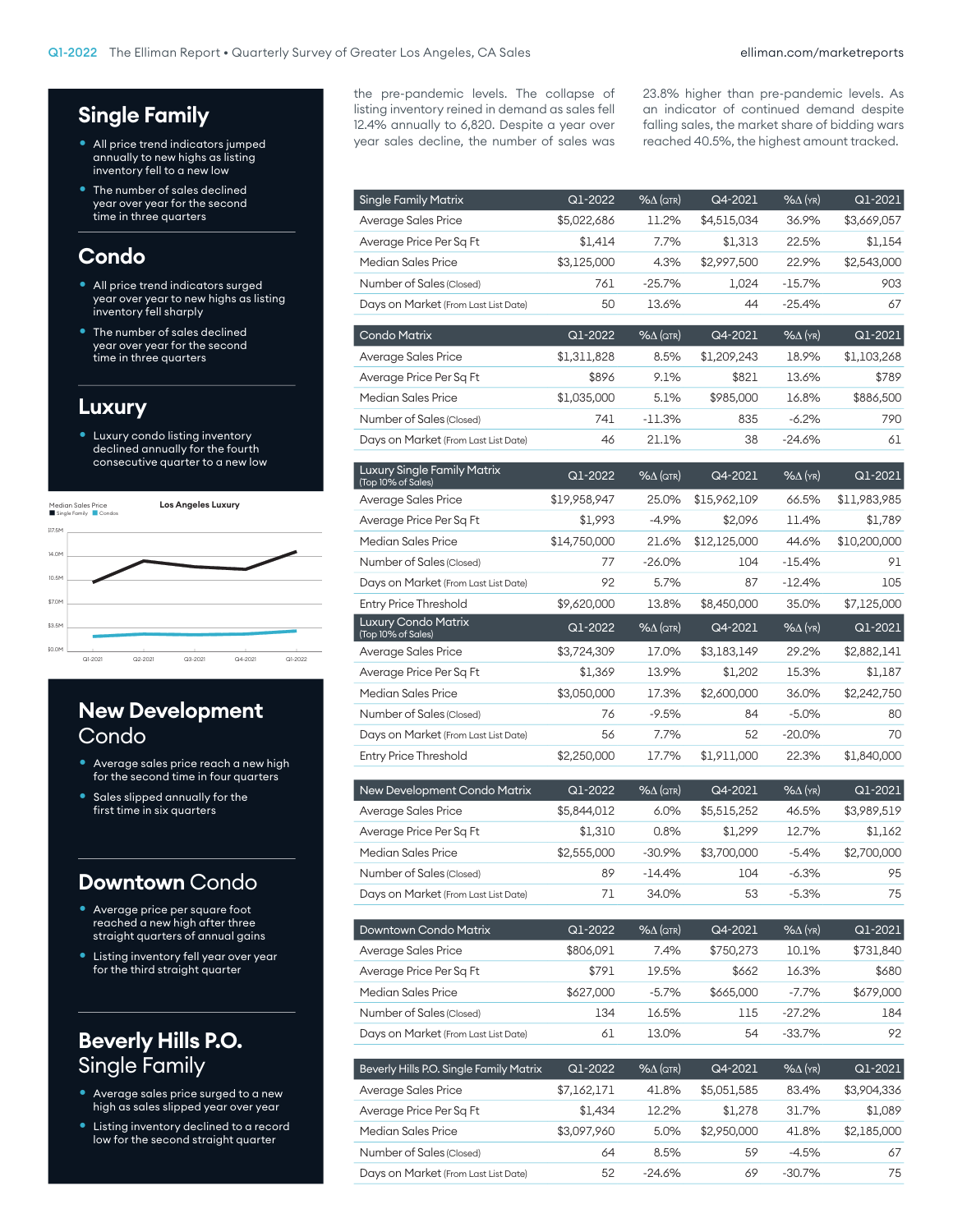## Single Family

- All price trend indicators jumped annually to new highs as listing inventory fell to a new low
- The number of sales declined year over year for the second time in three quarters

## Condo

- All price trend indicators surged year over year to new highs as listing inventory fell sharply
- The number of sales declined year over year for the second time in three quarters

## Luxury

- Luxury condo listing inventory declined annually for the fourth consecutive quarter to a new low

Median Sales Price — Los Angeles Luxury (Single Family, Condos)

## New Development Condo

- Average sales price reach a new high for the second time in four quarters
- Sales slipped annually for the first time in six quarters

## Downtown Condo

- Average price per square foot reached a new high after three straight quarters of annual gains
- Listing inventory fell year over year for the third straight quarter

## Beverly Hills P.O. Single Family

- Average sales price surged to a new high as sales slipped year over year
- Listing inventory declined to a record low for the second straight quarter

the pre-pandemic levels. The collapse of listing inventory reined in demand as sales fell 12.4% annually to 6,820. Despite a year over year sales decline, the number of sales was 23.8% higher than pre-pandemic levels. As an indicator of continued demand despite falling sales, the market share of bidding wars reached 40.5%, the highest amount tracked.

| Single Family Matrix | Q1-2022 | %∆ (QTR) | Q4-2021 | %∆ (YR) | Q1-2021 |
|---|---|---|---|---|---|
| Average Sales Price | $5,022,686 | 11.2% | $4,515,034 | 36.9% | $3,669,057 |
| Average Price Per Sq Ft | $1,414 | 7.7% | $1,313 | 22.5% | $1,154 |
| Median Sales Price | $3,125,000 | 4.3% | $2,997,500 | 22.9% | $2,543,000 |
| Number of Sales (Closed) | 761 | -25.7% | 1,024 | -15.7% | 903 |
| Days on Market (From Last List Date) | 50 | 13.6% | 44 | -25.4% | 67 |

| Condo Matrix | Q1-2022 | %∆ (QTR) | Q4-2021 | %∆ (YR) | Q1-2021 |
|---|---|---|---|---|---|
| Average Sales Price | $1,311,828 | 8.5% | $1,209,243 | 18.9% | $1,103,268 |
| Average Price Per Sq Ft | $896 | 9.1% | $821 | 13.6% | $789 |
| Median Sales Price | $1,035,000 | 5.1% | $985,000 | 16.8% | $886,500 |
| Number of Sales (Closed) | 741 | -11.3% | 835 | -6.2% | 790 |
| Days on Market (From Last List Date) | 46 | 21.1% | 38 | -24.6% | 61 |

| Luxury Single Family Matrix (Top 10% of Sales) | Q1-2022 | %∆ (QTR) | Q4-2021 | %∆ (YR) | Q1-2021 |
|---|---|---|---|---|---|
| Average Sales Price | $19,958,947 | 25.0% | $15,962,109 | 66.5% | $11,983,985 |
| Average Price Per Sq Ft | $1,993 | -4.9% | $2,096 | 11.4% | $1,789 |
| Median Sales Price | $14,750,000 | 21.6% | $12,125,000 | 44.6% | $10,200,000 |
| Number of Sales (Closed) | 77 | -26.0% | 104 | -15.4% | 91 |
| Days on Market (From Last List Date) | 92 | 5.7% | 87 | -12.4% | 105 |
| Entry Price Threshold | $9,620,000 | 13.8% | $8,450,000 | 35.0% | $7,125,000 |

| Luxury Condo Matrix (Top 10% of Sales) | Q1-2022 | %∆ (QTR) | Q4-2021 | %∆ (YR) | Q1-2021 |
|---|---|---|---|---|---|
| Average Sales Price | $3,724,309 | 17.0% | $3,183,149 | 29.2% | $2,882,141 |
| Average Price Per Sq Ft | $1,369 | 13.9% | $1,202 | 15.3% | $1,187 |
| Median Sales Price | $3,050,000 | 17.3% | $2,600,000 | 36.0% | $2,242,750 |
| Number of Sales (Closed) | 76 | -9.5% | 84 | -5.0% | 80 |
| Days on Market (From Last List Date) | 56 | 7.7% | 52 | -20.0% | 70 |
| Entry Price Threshold | $2,250,000 | 17.7% | $1,911,000 | 22.3% | $1,840,000 |

| New Development Condo Matrix | Q1-2022 | %∆ (QTR) | Q4-2021 | %∆ (YR) | Q1-2021 |
|---|---|---|---|---|---|
| Average Sales Price | $5,844,012 | 6.0% | $5,515,252 | 46.5% | $3,989,519 |
| Average Price Per Sq Ft | $1,310 | 0.8% | $1,299 | 12.7% | $1,162 |
| Median Sales Price | $2,555,000 | -30.9% | $3,700,000 | -5.4% | $2,700,000 |
| Number of Sales (Closed) | 89 | -14.4% | 104 | -6.3% | 95 |
| Days on Market (From Last List Date) | 71 | 34.0% | 53 | -5.3% | 75 |

| Downtown Condo Matrix | Q1-2022 | %∆ (QTR) | Q4-2021 | %∆ (YR) | Q1-2021 |
|---|---|---|---|---|---|
| Average Sales Price | $806,091 | 7.4% | $750,273 | 10.1% | $731,840 |
| Average Price Per Sq Ft | $791 | 19.5% | $662 | 16.3% | $680 |
| Median Sales Price | $627,000 | -5.7% | $665,000 | -7.7% | $679,000 |
| Number of Sales (Closed) | 134 | 16.5% | 115 | -27.2% | 184 |
| Days on Market (From Last List Date) | 61 | 13.0% | 54 | -33.7% | 92 |

| Beverly Hills P.O. Single Family Matrix | Q1-2022 | %∆ (QTR) | Q4-2021 | %∆ (YR) | Q1-2021 |
|---|---|---|---|---|---|
| Average Sales Price | $7,162,171 | 41.8% | $5,051,585 | 83.4% | $3,904,336 |
| Average Price Per Sq Ft | $1,434 | 12.2% | $1,278 | 31.7% | $1,089 |
| Median Sales Price | $3,097,960 | 5.0% | $2,950,000 | 41.8% | $2,185,000 |
| Number of Sales (Closed) | 64 | 8.5% | 59 | -4.5% | 67 |
| Days on Market (From Last List Date) | 52 | -24.6% | 69 | -30.7% | 75 |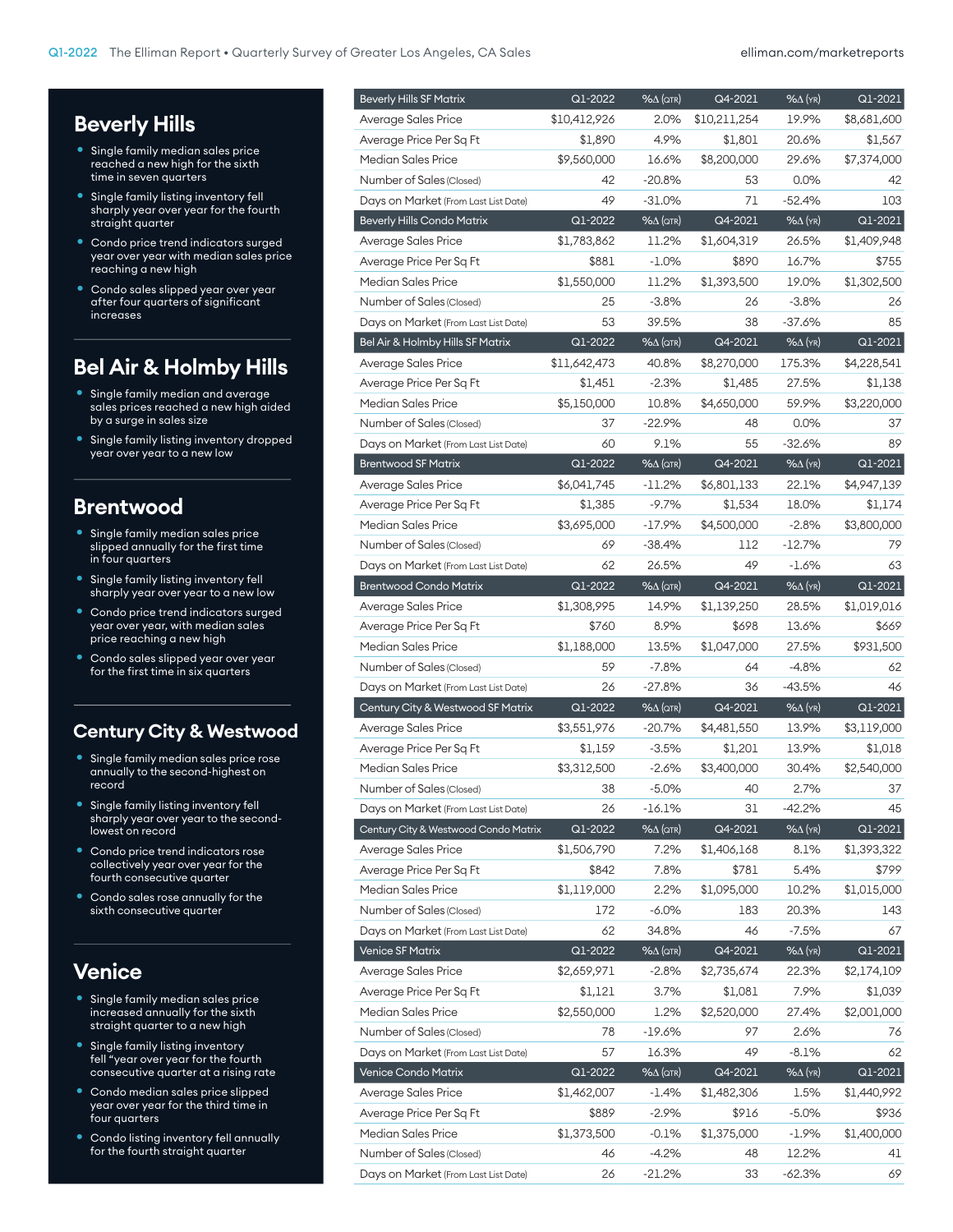## Beverly Hills

- Single family median sales price reached a new high for the sixth time in seven quarters
- Single family listing inventory fell sharply year over year for the fourth straight quarter
- Condo price trend indicators surged year over year with median sales price reaching a new high
- Condo sales slipped year over year after four quarters of significant increases

## Bel Air & Holmby Hills

- Single family median and average sales prices reached a new high aided by a surge in sales size
- Single family listing inventory dropped year over year to a new low

## Brentwood

- Single family median sales price slipped annually for the first time in four quarters
- Single family listing inventory fell sharply year over year to a new low
- Condo price trend indicators surged year over year, with median sales price reaching a new high
- Condo sales slipped year over year for the first time in six quarters

## Century City & Westwood

- Single family median sales price rose annually to the second-highest on record
- Single family listing inventory fell sharply year over year to the second-lowest on record
- Condo price trend indicators rose collectively year over year for the fourth consecutive quarter
- Condo sales rose annually for the sixth consecutive quarter

## Venice

- Single family median sales price increased annually for the sixth straight quarter to a new high
- Single family listing inventory fell "year over year for the fourth consecutive quarter at a rising rate
- Condo median sales price slipped year over year for the third time in four quarters
- Condo listing inventory fell annually for the fourth straight quarter

| Beverly Hills SF Matrix | Q1-2022 | %Δ (QTR) | Q4-2021 | %Δ (YR) | Q1-2021 |
|---|---|---|---|---|---|
| Average Sales Price | $10,412,926 | 2.0% | $10,211,254 | 19.9% | $8,681,600 |
| Average Price Per Sq Ft | $1,890 | 4.9% | $1,801 | 20.6% | $1,567 |
| Median Sales Price | $9,560,000 | 16.6% | $8,200,000 | 29.6% | $7,374,000 |
| Number of Sales (Closed) | 42 | -20.8% | 53 | 0.0% | 42 |
| Days on Market (From Last List Date) | 49 | -31.0% | 71 | -52.4% | 103 |
| **Beverly Hills Condo Matrix** | **Q1-2022** | **%Δ (QTR)** | **Q4-2021** | **%Δ (YR)** | **Q1-2021** |
| Average Sales Price | $1,783,862 | 11.2% | $1,604,319 | 26.5% | $1,409,948 |
| Average Price Per Sq Ft | $881 | -1.0% | $890 | 16.7% | $755 |
| Median Sales Price | $1,550,000 | 11.2% | $1,393,500 | 19.0% | $1,302,500 |
| Number of Sales (Closed) | 25 | -3.8% | 26 | -3.8% | 26 |
| Days on Market (From Last List Date) | 53 | 39.5% | 38 | -37.6% | 85 |
| **Bel Air & Holmby Hills SF Matrix** | **Q1-2022** | **%Δ (QTR)** | **Q4-2021** | **%Δ (YR)** | **Q1-2021** |
| Average Sales Price | $11,642,473 | 40.8% | $8,270,000 | 175.3% | $4,228,541 |
| Average Price Per Sq Ft | $1,451 | -2.3% | $1,485 | 27.5% | $1,138 |
| Median Sales Price | $5,150,000 | 10.8% | $4,650,000 | 59.9% | $3,220,000 |
| Number of Sales (Closed) | 37 | -22.9% | 48 | 0.0% | 37 |
| Days on Market (From Last List Date) | 60 | 9.1% | 55 | -32.6% | 89 |
| **Brentwood SF Matrix** | **Q1-2022** | **%Δ (QTR)** | **Q4-2021** | **%Δ (YR)** | **Q1-2021** |
| Average Sales Price | $6,041,745 | -11.2% | $6,801,133 | 22.1% | $4,947,139 |
| Average Price Per Sq Ft | $1,385 | -9.7% | $1,534 | 18.0% | $1,174 |
| Median Sales Price | $3,695,000 | -17.9% | $4,500,000 | -2.8% | $3,800,000 |
| Number of Sales (Closed) | 69 | -38.4% | 112 | -12.7% | 79 |
| Days on Market (From Last List Date) | 62 | 26.5% | 49 | -1.6% | 63 |
| **Brentwood Condo Matrix** | **Q1-2022** | **%Δ (QTR)** | **Q4-2021** | **%Δ (YR)** | **Q1-2021** |
| Average Sales Price | $1,308,995 | 14.9% | $1,139,250 | 28.5% | $1,019,016 |
| Average Price Per Sq Ft | $760 | 8.9% | $698 | 13.6% | $669 |
| Median Sales Price | $1,188,000 | 13.5% | $1,047,000 | 27.5% | $931,500 |
| Number of Sales (Closed) | 59 | -7.8% | 64 | -4.8% | 62 |
| Days on Market (From Last List Date) | 26 | -27.8% | 36 | -43.5% | 46 |
| **Century City & Westwood SF Matrix** | **Q1-2022** | **%Δ (QTR)** | **Q4-2021** | **%Δ (YR)** | **Q1-2021** |
| Average Sales Price | $3,551,976 | -20.7% | $4,481,550 | 13.9% | $3,119,000 |
| Average Price Per Sq Ft | $1,159 | -3.5% | $1,201 | 13.9% | $1,018 |
| Median Sales Price | $3,312,500 | -2.6% | $3,400,000 | 30.4% | $2,540,000 |
| Number of Sales (Closed) | 38 | -5.0% | 40 | 2.7% | 37 |
| Days on Market (From Last List Date) | 26 | -16.1% | 31 | -42.2% | 45 |
| **Century City & Westwood Condo Matrix** | **Q1-2022** | **%Δ (QTR)** | **Q4-2021** | **%Δ (YR)** | **Q1-2021** |
| Average Sales Price | $1,506,790 | 7.2% | $1,406,168 | 8.1% | $1,393,322 |
| Average Price Per Sq Ft | $842 | 7.8% | $781 | 5.4% | $799 |
| Median Sales Price | $1,119,000 | 2.2% | $1,095,000 | 10.2% | $1,015,000 |
| Number of Sales (Closed) | 172 | -6.0% | 183 | 20.3% | 143 |
| Days on Market (From Last List Date) | 62 | 34.8% | 46 | -7.5% | 67 |
| **Venice SF Matrix** | **Q1-2022** | **%Δ (QTR)** | **Q4-2021** | **%Δ (YR)** | **Q1-2021** |
| Average Sales Price | $2,659,971 | -2.8% | $2,735,674 | 22.3% | $2,174,109 |
| Average Price Per Sq Ft | $1,121 | 3.7% | $1,081 | 7.9% | $1,039 |
| Median Sales Price | $2,550,000 | 1.2% | $2,520,000 | 27.4% | $2,001,000 |
| Number of Sales (Closed) | 78 | -19.6% | 97 | 2.6% | 76 |
| Days on Market (From Last List Date) | 57 | 16.3% | 49 | -8.1% | 62 |
| **Venice Condo Matrix** | **Q1-2022** | **%Δ (QTR)** | **Q4-2021** | **%Δ (YR)** | **Q1-2021** |
| Average Sales Price | $1,462,007 | -1.4% | $1,482,306 | 1.5% | $1,440,992 |
| Average Price Per Sq Ft | $889 | -2.9% | $916 | -5.0% | $936 |
| Median Sales Price | $1,373,500 | -0.1% | $1,375,000 | -1.9% | $1,400,000 |
| Number of Sales (Closed) | 46 | -4.2% | 48 | 12.2% | 41 |
| Days on Market (From Last List Date) | 26 | -21.2% | 33 | -62.3% | 69 |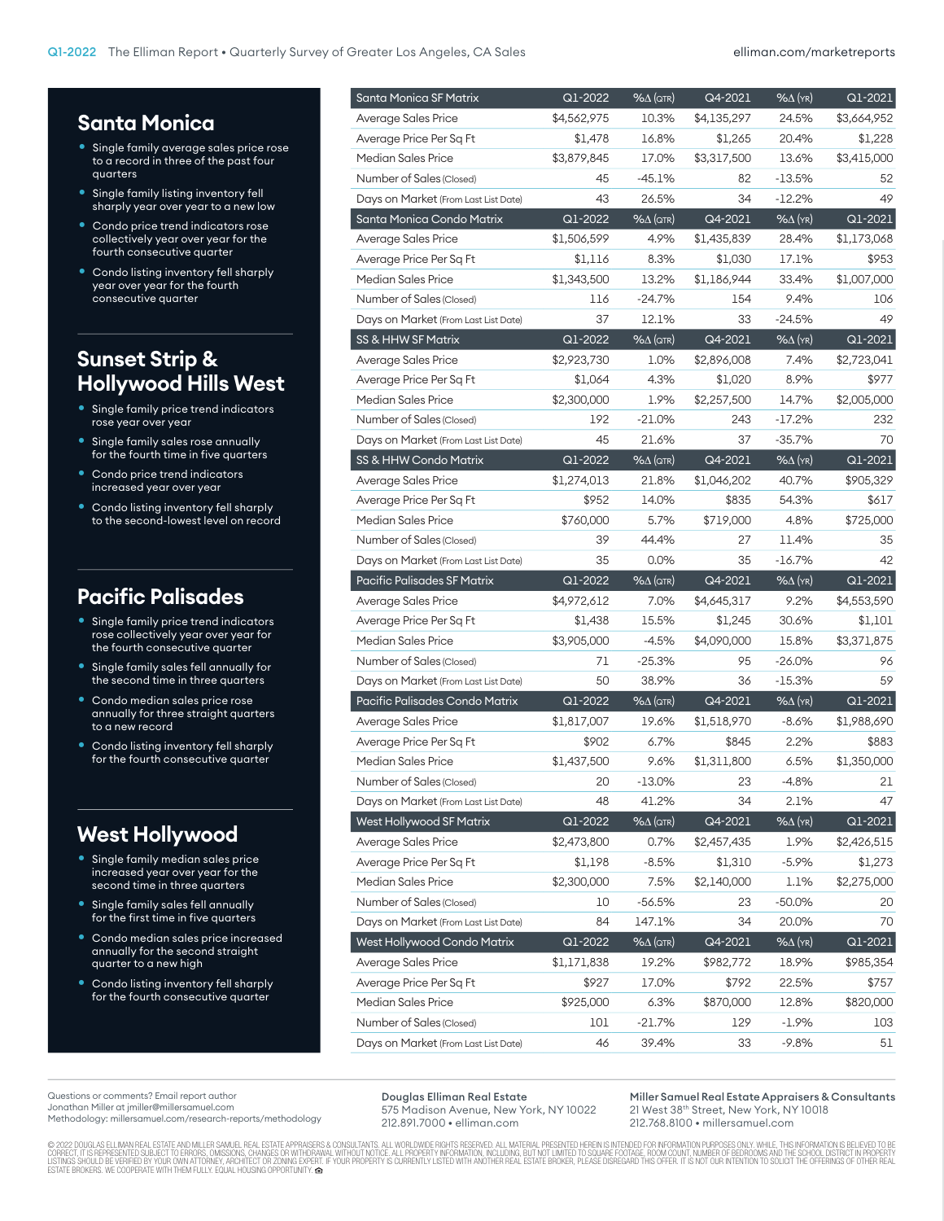## Santa Monica

- Single family average sales price rose to a record in three of the past four quarters
- Single family listing inventory fell sharply year over year to a new low
- Condo price trend indicators rose collectively year over year for the fourth consecutive quarter
- Condo listing inventory fell sharply year over year for the fourth consecutive quarter

## Sunset Strip & Hollywood Hills West

- Single family price trend indicators rose year over year
- Single family sales rose annually for the fourth time in five quarters
- Condo price trend indicators increased year over year
- Condo listing inventory fell sharply to the second-lowest level on record

## Pacific Palisades

- Single family price trend indicators rose collectively year over year for the fourth consecutive quarter
- Single family sales fell annually for the second time in three quarters
- Condo median sales price rose annually for three straight quarters to a new record
- Condo listing inventory fell sharply for the fourth consecutive quarter

## West Hollywood

- Single family median sales price increased year over year for the second time in three quarters
- Single family sales fell annually for the first time in five quarters
- Condo median sales price increased annually for the second straight quarter to a new high
- Condo listing inventory fell sharply for the fourth consecutive quarter

| Santa Monica SF Matrix | Q1-2022 | %Δ (QTR) | Q4-2021 | %Δ (YR) | Q1-2021 |
|---|---|---|---|---|---|
| Average Sales Price | $4,562,975 | 10.3% | $4,135,297 | 24.5% | $3,664,952 |
| Average Price Per Sq Ft | $1,478 | 16.8% | $1,265 | 20.4% | $1,228 |
| Median Sales Price | $3,879,845 | 17.0% | $3,317,500 | 13.6% | $3,415,000 |
| Number of Sales (Closed) | 45 | -45.1% | 82 | -13.5% | 52 |
| Days on Market (From Last List Date) | 43 | 26.5% | 34 | -12.2% | 49 |
| **Santa Monica Condo Matrix** | **Q1-2022** | **%Δ (QTR)** | **Q4-2021** | **%Δ (YR)** | **Q1-2021** |
| Average Sales Price | $1,506,599 | 4.9% | $1,435,839 | 28.4% | $1,173,068 |
| Average Price Per Sq Ft | $1,116 | 8.3% | $1,030 | 17.1% | $953 |
| Median Sales Price | $1,343,500 | 13.2% | $1,186,944 | 33.4% | $1,007,000 |
| Number of Sales (Closed) | 116 | -24.7% | 154 | 9.4% | 106 |
| Days on Market (From Last List Date) | 37 | 12.1% | 33 | -24.5% | 49 |
| **SS & HHW SF Matrix** | **Q1-2022** | **%Δ (QTR)** | **Q4-2021** | **%Δ (YR)** | **Q1-2021** |
| Average Sales Price | $2,923,730 | 1.0% | $2,896,008 | 7.4% | $2,723,041 |
| Average Price Per Sq Ft | $1,064 | 4.3% | $1,020 | 8.9% | $977 |
| Median Sales Price | $2,300,000 | 1.9% | $2,257,500 | 14.7% | $2,005,000 |
| Number of Sales (Closed) | 192 | -21.0% | 243 | -17.2% | 232 |
| Days on Market (From Last List Date) | 45 | 21.6% | 37 | -35.7% | 70 |
| **SS & HHW Condo Matrix** | **Q1-2022** | **%Δ (QTR)** | **Q4-2021** | **%Δ (YR)** | **Q1-2021** |
| Average Sales Price | $1,274,013 | 21.8% | $1,046,202 | 40.7% | $905,329 |
| Average Price Per Sq Ft | $952 | 14.0% | $835 | 54.3% | $617 |
| Median Sales Price | $760,000 | 5.7% | $719,000 | 4.8% | $725,000 |
| Number of Sales (Closed) | 39 | 44.4% | 27 | 11.4% | 35 |
| Days on Market (From Last List Date) | 35 | 0.0% | 35 | -16.7% | 42 |
| **Pacific Palisades SF Matrix** | **Q1-2022** | **%Δ (QTR)** | **Q4-2021** | **%Δ (YR)** | **Q1-2021** |
| Average Sales Price | $4,972,612 | 7.0% | $4,645,317 | 9.2% | $4,553,590 |
| Average Price Per Sq Ft | $1,438 | 15.5% | $1,245 | 30.6% | $1,101 |
| Median Sales Price | $3,905,000 | -4.5% | $4,090,000 | 15.8% | $3,371,875 |
| Number of Sales (Closed) | 71 | -25.3% | 95 | -26.0% | 96 |
| Days on Market (From Last List Date) | 50 | 38.9% | 36 | -15.3% | 59 |
| **Pacific Palisades Condo Matrix** | **Q1-2022** | **%Δ (QTR)** | **Q4-2021** | **%Δ (YR)** | **Q1-2021** |
| Average Sales Price | $1,817,007 | 19.6% | $1,518,970 | -8.6% | $1,988,690 |
| Average Price Per Sq Ft | $902 | 6.7% | $845 | 2.2% | $883 |
| Median Sales Price | $1,437,500 | 9.6% | $1,311,800 | 6.5% | $1,350,000 |
| Number of Sales (Closed) | 20 | -13.0% | 23 | -4.8% | 21 |
| Days on Market (From Last List Date) | 48 | 41.2% | 34 | 2.1% | 47 |
| **West Hollywood SF Matrix** | **Q1-2022** | **%Δ (QTR)** | **Q4-2021** | **%Δ (YR)** | **Q1-2021** |
| Average Sales Price | $2,473,800 | 0.7% | $2,457,435 | 1.9% | $2,426,515 |
| Average Price Per Sq Ft | $1,198 | -8.5% | $1,310 | -5.9% | $1,273 |
| Median Sales Price | $2,300,000 | 7.5% | $2,140,000 | 1.1% | $2,275,000 |
| Number of Sales (Closed) | 10 | -56.5% | 23 | -50.0% | 20 |
| Days on Market (From Last List Date) | 84 | 147.1% | 34 | 20.0% | 70 |
| **West Hollywood Condo Matrix** | **Q1-2022** | **%Δ (QTR)** | **Q4-2021** | **%Δ (YR)** | **Q1-2021** |
| Average Sales Price | $1,171,838 | 19.2% | $982,772 | 18.9% | $985,354 |
| Average Price Per Sq Ft | $927 | 17.0% | $792 | 22.5% | $757 |
| Median Sales Price | $925,000 | 6.3% | $870,000 | 12.8% | $820,000 |
| Number of Sales (Closed) | 101 | -21.7% | 129 | -1.9% | 103 |
| Days on Market (From Last List Date) | 46 | 39.4% | 33 | -9.8% | 51 |

Questions or comments? Email report author Jonathan Miller at jmiller@millersamuel.com
Methodology: millersamuel.com/research-reports/methodology

**Douglas Elliman Real Estate**
575 Madison Avenue, New York, NY 10022
212.891.7000 • elliman.com

**Miller Samuel Real Estate Appraisers & Consultants**
21 West 38th Street, New York, NY 10018
212.768.8100 • millersamuel.com

© 2022 DOUGLAS ELLIMAN REAL ESTATE AND MILLER SAMUEL REAL ESTATE APPRAISERS & CONSULTANTS. ALL WORLDWIDE RIGHTS RESERVED. ALL MATERIAL PRESENTED HEREIN IS INTENDED FOR INFORMATION PURPOSES ONLY. WHILE, THIS INFORMATION IS BELIEVED TO BE CORRECT, IT IS REPRESENTED SUBJECT TO ERRORS, OMISSIONS, CHANGES OR WITHDRAWAL WITHOUT NOTICE. ALL PROPERTY INFORMATION, INCLUDING, BUT NOT LIMITED TO SQUARE FOOTAGE, ROOM COUNT, NUMBER OF BEDROOMS AND THE SCHOOL DISTRICT IN PROPERTY LISTINGS SHOULD BE VERIFIED BY YOUR OWN ATTORNEY, ARCHITECT OR ZONING EXPERT. IF YOUR PROPERTY IS CURRENTLY LISTED WITH ANOTHER REAL ESTATE BROKER, PLEASE DISREGARD THIS OFFER. IT IS NOT OUR INTENTION TO SOLICIT THE OFFERINGS OF OTHER REAL ESTATE BROKERS. WE COOPERATE WITH THEM FULLY. EQUAL HOUSING OPPORTUNITY.